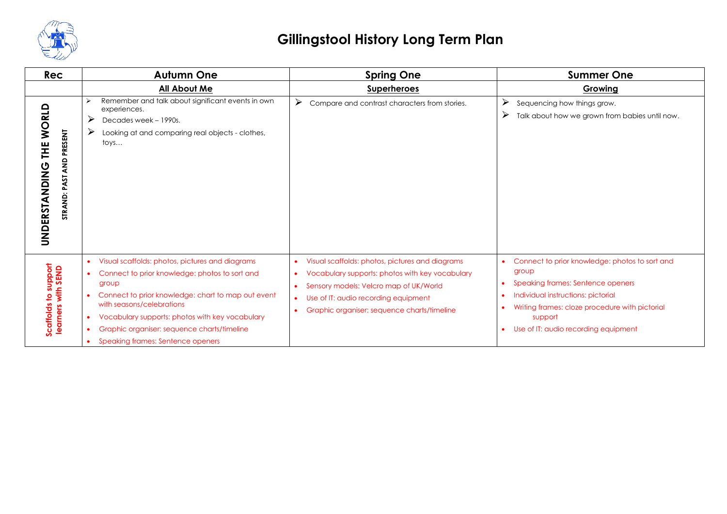# Gillingstool History Long Term Plan

| Rec | Autumn One | Spring One | Summer One |
| --- | --- | --- | --- |
| | **All About Me** | **Superheroes** | **Growing** |
| **UNDERSTANDING THE WORLD** STRAND: PAST AND PRESENT | ➢ Remember and talk about significant events in own experiences.<br>➢ Decades week – 1990s.<br>➢ Looking at and comparing real objects - clothes, toys… | ➢ Compare and contrast characters from stories. | ➢ Sequencing how things grow.<br>➢ Talk about how we grown from babies until now. |
| **Scaffolds to support learners with SEND** | • Visual scaffolds: photos, pictures and diagrams<br>• Connect to prior knowledge: photos to sort and group<br>• Connect to prior knowledge: chart to map out event with seasons/celebrations<br>• Vocabulary supports: photos with key vocabulary<br>• Graphic organiser: sequence charts/timeline<br>• Speaking frames: Sentence openers | • Visual scaffolds: photos, pictures and diagrams<br>• Vocabulary supports: photos with key vocabulary<br>• Sensory models: Velcro map of UK/World<br>• Use of IT: audio recording equipment<br>• Graphic organiser: sequence charts/timeline | • Connect to prior knowledge: photos to sort and group<br>• Speaking frames: Sentence openers<br>• Individual instructions: pictorial<br>• Writing frames: cloze procedure with pictorial support<br>• Use of IT: audio recording equipment |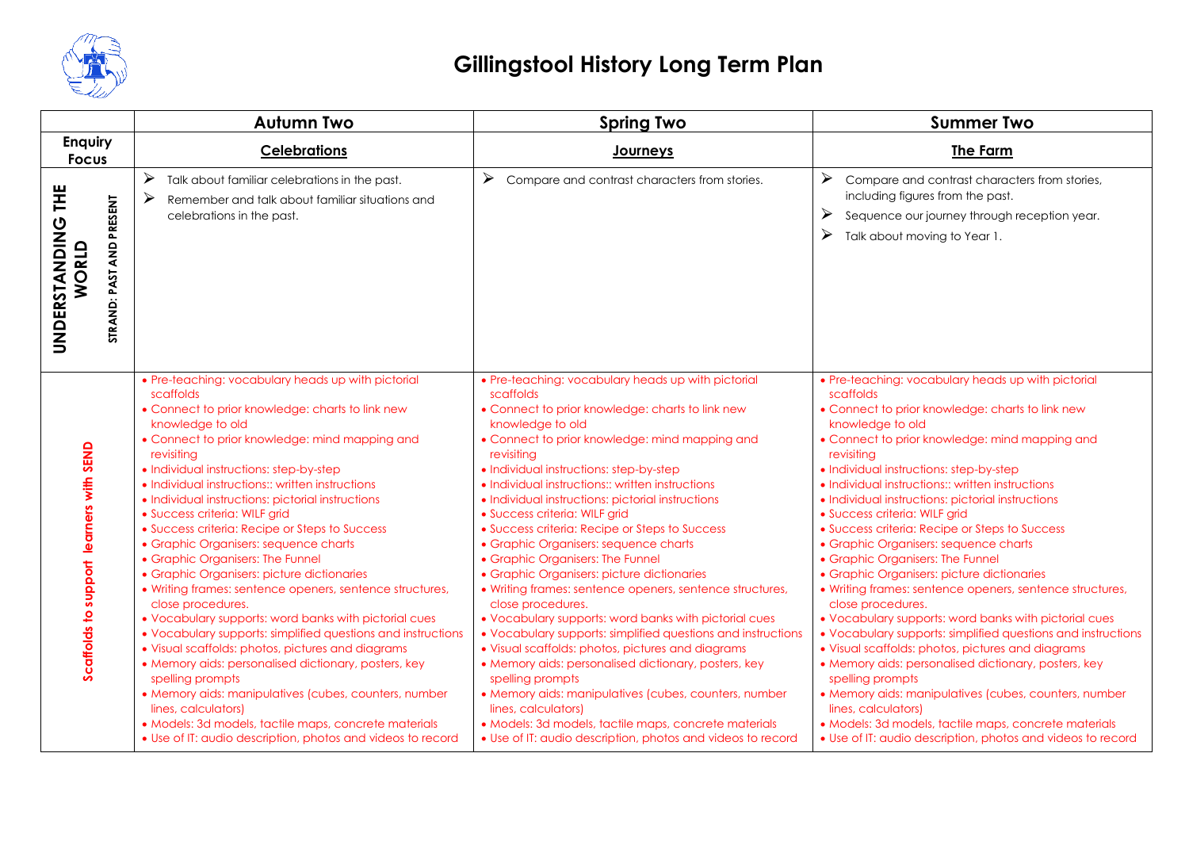# Gillingstool History Long Term Plan

| | Autumn Two | Spring Two | Summer Two |
|---|---|---|---|
| **Enquiry Focus** | **Celebrations** | **Journeys** | **The Farm** |
| **UNDERSTANDING THE WORLD** STRAND: PAST AND PRESENT | ➢ Talk about familiar celebrations in the past.<br>➢ Remember and talk about familiar situations and celebrations in the past. | ➢ Compare and contrast characters from stories. | ➢ Compare and contrast characters from stories, including figures from the past.<br>➢ Sequence our journey through reception year.<br>➢ Talk about moving to Year 1. |
| **Scaffolds to support learners with SEND** | • Pre-teaching: vocabulary heads up with pictorial scaffolds<br>• Connect to prior knowledge: charts to link new knowledge to old<br>• Connect to prior knowledge: mind mapping and revisiting<br>• Individual instructions: step-by-step<br>• Individual instructions:: written instructions<br>• Individual instructions: pictorial instructions<br>• Success criteria: WILF grid<br>• Success criteria: Recipe or Steps to Success<br>• Graphic Organisers: sequence charts<br>• Graphic Organisers: The Funnel<br>• Graphic Organisers: picture dictionaries<br>• Writing frames: sentence openers, sentence structures, close procedures.<br>• Vocabulary supports: word banks with pictorial cues<br>• Vocabulary supports: simplified questions and instructions<br>• Visual scaffolds: photos, pictures and diagrams<br>• Memory aids: personalised dictionary, posters, key spelling prompts<br>• Memory aids: manipulatives (cubes, counters, number lines, calculators)<br>• Models: 3d models, tactile maps, concrete materials<br>• Use of IT: audio description, photos and videos to record | • Pre-teaching: vocabulary heads up with pictorial scaffolds<br>• Connect to prior knowledge: charts to link new knowledge to old<br>• Connect to prior knowledge: mind mapping and revisiting<br>• Individual instructions: step-by-step<br>• Individual instructions:: written instructions<br>• Individual instructions: pictorial instructions<br>• Success criteria: WILF grid<br>• Success criteria: Recipe or Steps to Success<br>• Graphic Organisers: sequence charts<br>• Graphic Organisers: The Funnel<br>• Graphic Organisers: picture dictionaries<br>• Writing frames: sentence openers, sentence structures, close procedures.<br>• Vocabulary supports: word banks with pictorial cues<br>• Vocabulary supports: simplified questions and instructions<br>• Visual scaffolds: photos, pictures and diagrams<br>• Memory aids: personalised dictionary, posters, key spelling prompts<br>• Memory aids: manipulatives (cubes, counters, number lines, calculators)<br>• Models: 3d models, tactile maps, concrete materials<br>• Use of IT: audio description, photos and videos to record | • Pre-teaching: vocabulary heads up with pictorial scaffolds<br>• Connect to prior knowledge: charts to link new knowledge to old<br>• Connect to prior knowledge: mind mapping and revisiting<br>• Individual instructions: step-by-step<br>• Individual instructions:: written instructions<br>• Individual instructions: pictorial instructions<br>• Success criteria: WILF grid<br>• Success criteria: Recipe or Steps to Success<br>• Graphic Organisers: sequence charts<br>• Graphic Organisers: The Funnel<br>• Graphic Organisers: picture dictionaries<br>• Writing frames: sentence openers, sentence structures, close procedures.<br>• Vocabulary supports: word banks with pictorial cues<br>• Vocabulary supports: simplified questions and instructions<br>• Visual scaffolds: photos, pictures and diagrams<br>• Memory aids: personalised dictionary, posters, key spelling prompts<br>• Memory aids: manipulatives (cubes, counters, number lines, calculators)<br>• Models: 3d models, tactile maps, concrete materials<br>• Use of IT: audio description, photos and videos to record |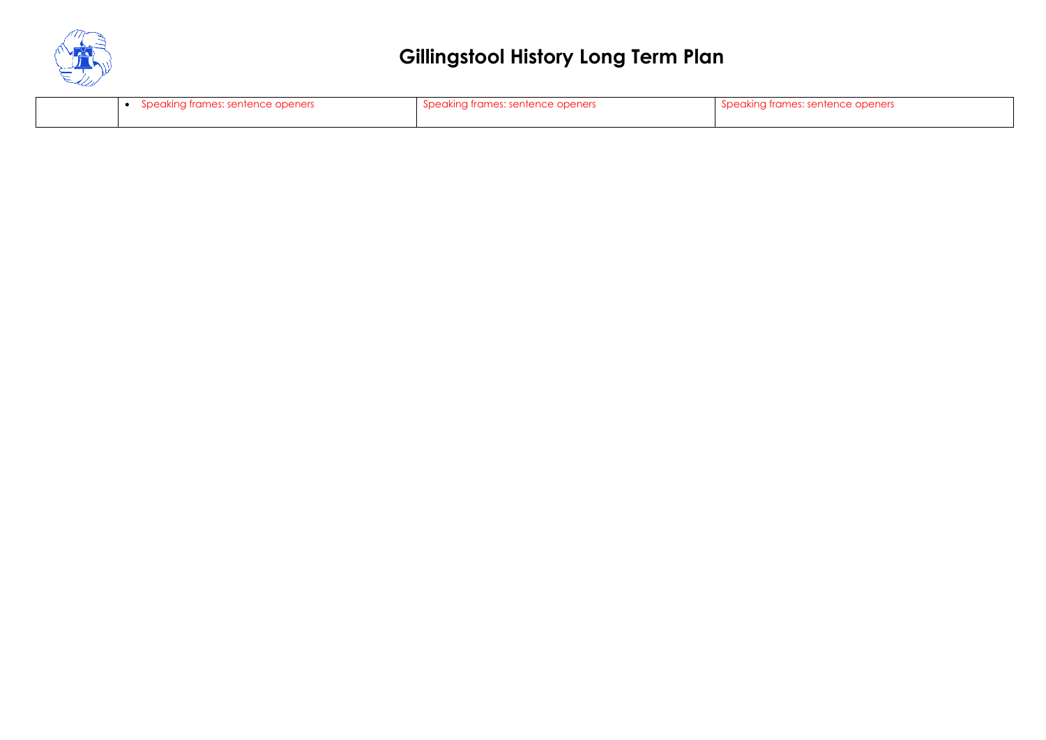# Gillingstool History Long Term Plan

| | | | |
|---|---|---|---|
| | • Speaking frames: sentence openers | Speaking frames: sentence openers | Speaking frames: sentence openers |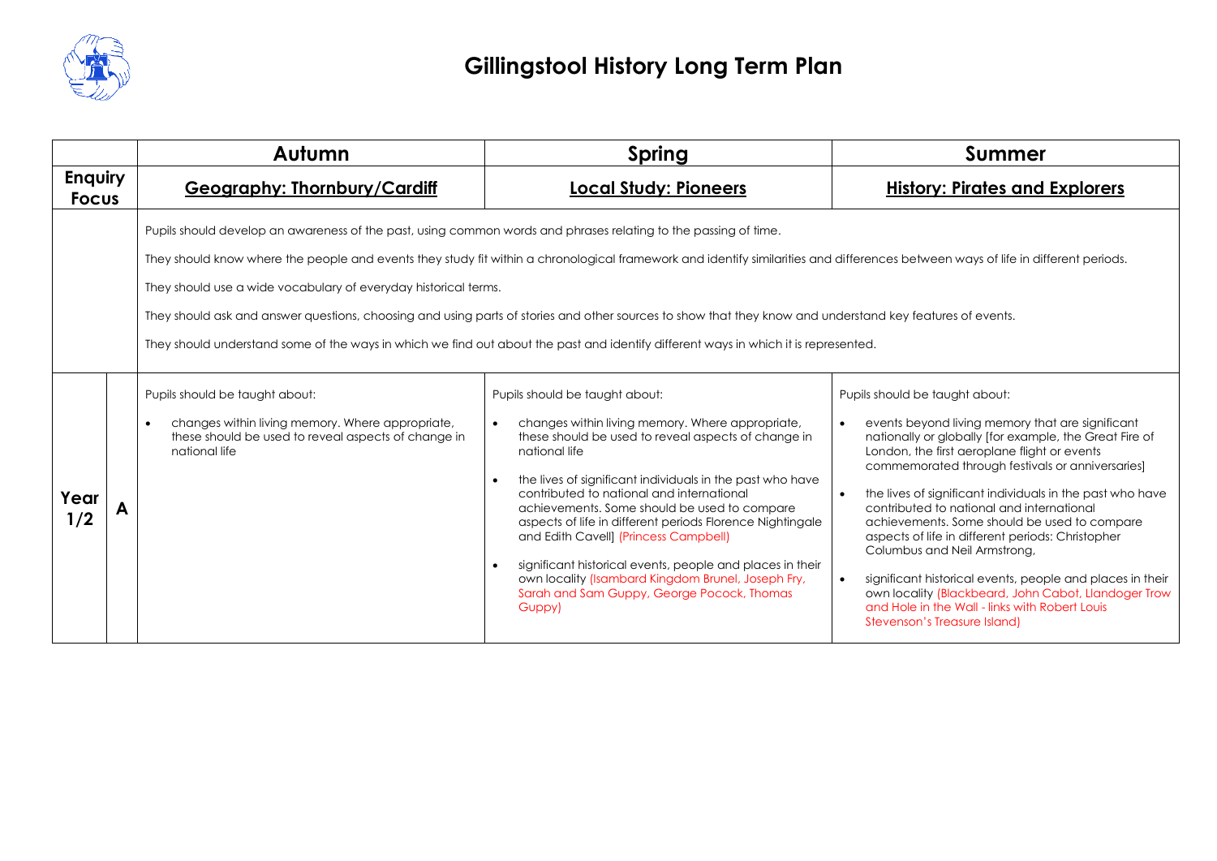# Gillingstool History Long Term Plan

| | | Autumn | Spring | Summer |
|---|---|---|---|---|
| **Enquiry Focus** | | **Geography: Thornbury/Cardiff** | **Local Study: Pioneers** | **History: Pirates and Explorers** |
| | | Pupils should develop an awareness of the past, using common words and phrases relating to the passing of time.<br><br>They should know where the people and events they study fit within a chronological framework and identify similarities and differences between ways of life in different periods.<br><br>They should use a wide vocabulary of everyday historical terms.<br><br>They should ask and answer questions, choosing and using parts of stories and other sources to show that they know and understand key features of events.<br><br>They should understand some of the ways in which we find out about the past and identify different ways in which it is represented. | | |
| **Year 1/2** | **A** | Pupils should be taught about:<br>• changes within living memory. Where appropriate, these should be used to reveal aspects of change in national life | Pupils should be taught about:<br>• changes within living memory. Where appropriate, these should be used to reveal aspects of change in national life<br>• the lives of significant individuals in the past who have contributed to national and international achievements. Some should be used to compare aspects of life in different periods Florence Nightingale and Edith Cavell] (Princess Campbell)<br>• significant historical events, people and places in their own locality (Isambard Kingdom Brunel, Joseph Fry, Sarah and Sam Guppy, George Pocock, Thomas Guppy) | Pupils should be taught about:<br>• events beyond living memory that are significant nationally or globally [for example, the Great Fire of London, the first aeroplane flight or events commemorated through festivals or anniversaries]<br>• the lives of significant individuals in the past who have contributed to national and international achievements. Some should be used to compare aspects of life in different periods: Christopher Columbus and Neil Armstrong,<br>• significant historical events, people and places in their own locality (Blackbeard, John Cabot, Llandoger Trow and Hole in the Wall - links with Robert Louis Stevenson's Treasure Island) |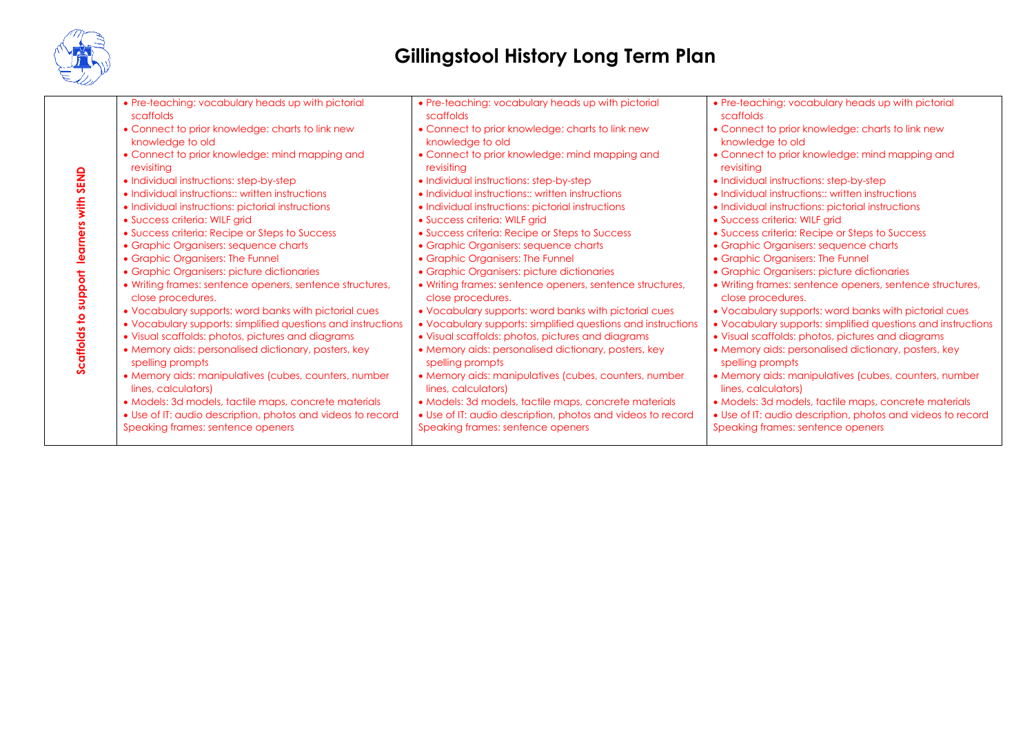# Gillingstool History Long Term Plan

| Scaffolds to support learners with SEND | | | |
|---|---|---|---|
| **Scaffolds to support learners with SEND** | • Pre-teaching: vocabulary heads up with pictorial scaffolds<br>• Connect to prior knowledge: charts to link new knowledge to old<br>• Connect to prior knowledge: mind mapping and revisiting<br>• Individual instructions: step-by-step<br>• Individual instructions:: written instructions<br>• Individual instructions: pictorial instructions<br>• Success criteria: WILF grid<br>• Success criteria: Recipe or Steps to Success<br>• Graphic Organisers: sequence charts<br>• Graphic Organisers: The Funnel<br>• Graphic Organisers: picture dictionaries<br>• Writing frames: sentence openers, sentence structures, close procedures.<br>• Vocabulary supports: word banks with pictorial cues<br>• Vocabulary supports: simplified questions and instructions<br>• Visual scaffolds: photos, pictures and diagrams<br>• Memory aids: personalised dictionary, posters, key spelling prompts<br>• Memory aids: manipulatives (cubes, counters, number lines, calculators)<br>• Models: 3d models, tactile maps, concrete materials<br>• Use of IT: audio description, photos and videos to record<br>Speaking frames: sentence openers | • Pre-teaching: vocabulary heads up with pictorial scaffolds<br>• Connect to prior knowledge: charts to link new knowledge to old<br>• Connect to prior knowledge: mind mapping and revisiting<br>• Individual instructions: step-by-step<br>• Individual instructions:: written instructions<br>• Individual instructions: pictorial instructions<br>• Success criteria: WILF grid<br>• Success criteria: Recipe or Steps to Success<br>• Graphic Organisers: sequence charts<br>• Graphic Organisers: The Funnel<br>• Graphic Organisers: picture dictionaries<br>• Writing frames: sentence openers, sentence structures, close procedures.<br>• Vocabulary supports: word banks with pictorial cues<br>• Vocabulary supports: simplified questions and instructions<br>• Visual scaffolds: photos, pictures and diagrams<br>• Memory aids: personalised dictionary, posters, key spelling prompts<br>• Memory aids: manipulatives (cubes, counters, number lines, calculators)<br>• Models: 3d models, tactile maps, concrete materials<br>• Use of IT: audio description, photos and videos to record<br>Speaking frames: sentence openers | • Pre-teaching: vocabulary heads up with pictorial scaffolds<br>• Connect to prior knowledge: charts to link new knowledge to old<br>• Connect to prior knowledge: mind mapping and revisiting<br>• Individual instructions: step-by-step<br>• Individual instructions:: written instructions<br>• Individual instructions: pictorial instructions<br>• Success criteria: WILF grid<br>• Success criteria: Recipe or Steps to Success<br>• Graphic Organisers: sequence charts<br>• Graphic Organisers: The Funnel<br>• Graphic Organisers: picture dictionaries<br>• Writing frames: sentence openers, sentence structures, close procedures.<br>• Vocabulary supports: word banks with pictorial cues<br>• Vocabulary supports: simplified questions and instructions<br>• Visual scaffolds: photos, pictures and diagrams<br>• Memory aids: personalised dictionary, posters, key spelling prompts<br>• Memory aids: manipulatives (cubes, counters, number lines, calculators)<br>• Models: 3d models, tactile maps, concrete materials<br>• Use of IT: audio description, photos and videos to record<br>Speaking frames: sentence openers |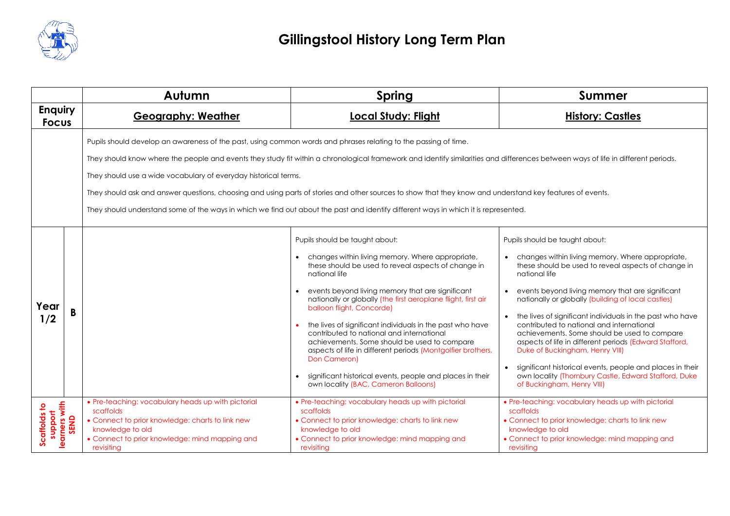# Gillingstool History Long Term Plan

| | | Autumn | Spring | Summer |
|---|---|---|---|---|
| **Enquiry Focus** | | **Geography: Weather** | **Local Study: Flight** | **History: Castles** |
| | | Pupils should develop an awareness of the past, using common words and phrases relating to the passing of time.<br><br>They should know where the people and events they study fit within a chronological framework and identify similarities and differences between ways of life in different periods.<br><br>They should use a wide vocabulary of everyday historical terms.<br><br>They should ask and answer questions, choosing and using parts of stories and other sources to show that they know and understand key features of events.<br><br>They should understand some of the ways in which we find out about the past and identify different ways in which it is represented. | | |
| **Year 1/2** | **B** | | Pupils should be taught about:<br>• changes within living memory. Where appropriate, these should be used to reveal aspects of change in national life<br>• events beyond living memory that are significant nationally or globally (the first aeroplane flight, first air balloon flight, Concorde)<br>• the lives of significant individuals in the past who have contributed to national and international achievements. Some should be used to compare aspects of life in different periods (Montgolfier brothers, Don Cameron)<br>• significant historical events, people and places in their own locality (BAC, Cameron Balloons) | Pupils should be taught about:<br>• changes within living memory. Where appropriate, these should be used to reveal aspects of change in national life<br>• events beyond living memory that are significant nationally or globally (building of local castles)<br>• the lives of significant individuals in the past who have contributed to national and international achievements. Some should be used to compare aspects of life in different periods (Edward Stafford, Duke of Buckingham, Henry VIII)<br>• significant historical events, people and places in their own locality (Thornbury Castle, Edward Stafford, Duke of Buckingham, Henry VIII) |
| **Scaffolds to support learners with SEND** | | • Pre-teaching: vocabulary heads up with pictorial scaffolds<br>• Connect to prior knowledge: charts to link new knowledge to old<br>• Connect to prior knowledge: mind mapping and revisiting | • Pre-teaching: vocabulary heads up with pictorial scaffolds<br>• Connect to prior knowledge: charts to link new knowledge to old<br>• Connect to prior knowledge: mind mapping and revisiting | • Pre-teaching: vocabulary heads up with pictorial scaffolds<br>• Connect to prior knowledge: charts to link new knowledge to old<br>• Connect to prior knowledge: mind mapping and revisiting |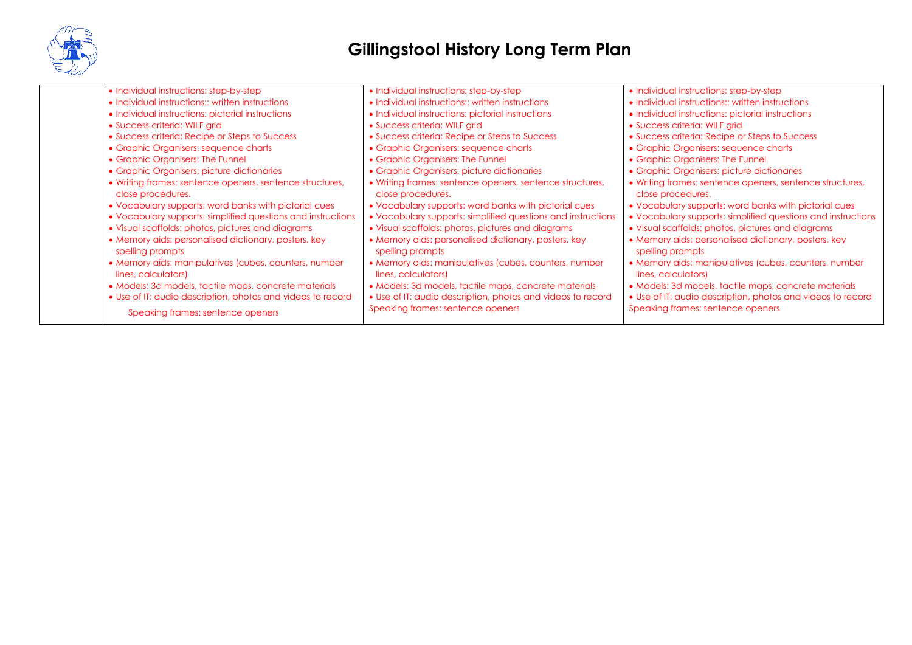# Gillingstool History Long Term Plan

| | | | |
|---|---|---|---|
| | • Individual instructions: step-by-step<br>• Individual instructions:: written instructions<br>• Individual instructions: pictorial instructions<br>• Success criteria: WILF grid<br>• Success criteria: Recipe or Steps to Success<br>• Graphic Organisers: sequence charts<br>• Graphic Organisers: The Funnel<br>• Graphic Organisers: picture dictionaries<br>• Writing frames: sentence openers, sentence structures, close procedures.<br>• Vocabulary supports: word banks with pictorial cues<br>• Vocabulary supports: simplified questions and instructions<br>• Visual scaffolds: photos, pictures and diagrams<br>• Memory aids: personalised dictionary, posters, key spelling prompts<br>• Memory aids: manipulatives (cubes, counters, number lines, calculators)<br>• Models: 3d models, tactile maps, concrete materials<br>• Use of IT: audio description, photos and videos to record<br>Speaking frames: sentence openers | • Individual instructions: step-by-step<br>• Individual instructions:: written instructions<br>• Individual instructions: pictorial instructions<br>• Success criteria: WILF grid<br>• Success criteria: Recipe or Steps to Success<br>• Graphic Organisers: sequence charts<br>• Graphic Organisers: The Funnel<br>• Graphic Organisers: picture dictionaries<br>• Writing frames: sentence openers, sentence structures, close procedures.<br>• Vocabulary supports: word banks with pictorial cues<br>• Vocabulary supports: simplified questions and instructions<br>• Visual scaffolds: photos, pictures and diagrams<br>• Memory aids: personalised dictionary, posters, key spelling prompts<br>• Memory aids: manipulatives (cubes, counters, number lines, calculators)<br>• Models: 3d models, tactile maps, concrete materials<br>• Use of IT: audio description, photos and videos to record<br>Speaking frames: sentence openers | • Individual instructions: step-by-step<br>• Individual instructions:: written instructions<br>• Individual instructions: pictorial instructions<br>• Success criteria: WILF grid<br>• Success criteria: Recipe or Steps to Success<br>• Graphic Organisers: sequence charts<br>• Graphic Organisers: The Funnel<br>• Graphic Organisers: picture dictionaries<br>• Writing frames: sentence openers, sentence structures, close procedures.<br>• Vocabulary supports: word banks with pictorial cues<br>• Vocabulary supports: simplified questions and instructions<br>• Visual scaffolds: photos, pictures and diagrams<br>• Memory aids: personalised dictionary, posters, key spelling prompts<br>• Memory aids: manipulatives (cubes, counters, number lines, calculators)<br>• Models: 3d models, tactile maps, concrete materials<br>• Use of IT: audio description, photos and videos to record<br>Speaking frames: sentence openers |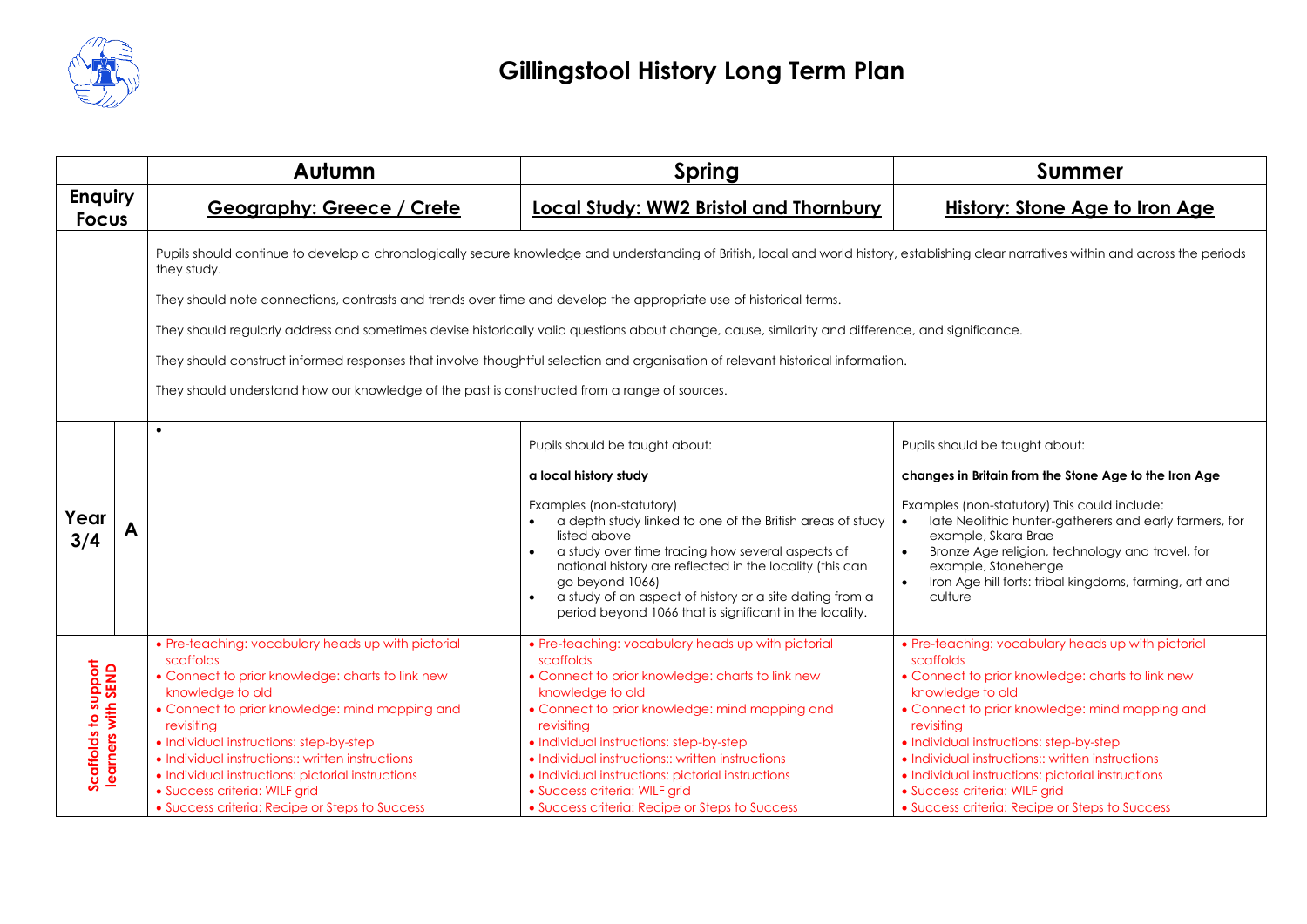# Gillingstool History Long Term Plan

| | | Autumn | Spring | Summer |
|---|---|---|---|---|
| **Enquiry Focus** | | **Geography: Greece / Crete** | **Local Study: WW2 Bristol and Thornbury** | **History: Stone Age to Iron Age** |
| | | Pupils should continue to develop a chronologically secure knowledge and understanding of British, local and world history, establishing clear narratives within and across the periods they study.<br><br>They should note connections, contrasts and trends over time and develop the appropriate use of historical terms.<br><br>They should regularly address and sometimes devise historically valid questions about change, cause, similarity and difference, and significance.<br><br>They should construct informed responses that involve thoughtful selection and organisation of relevant historical information.<br><br>They should understand how our knowledge of the past is constructed from a range of sources. | | |
| **Year 3/4** | **A** | • | Pupils should be taught about:<br><br>**a local history study**<br><br>Examples (non-statutory)<br>• a depth study linked to one of the British areas of study listed above<br>• a study over time tracing how several aspects of national history are reflected in the locality (this can go beyond 1066)<br>• a study of an aspect of history or a site dating from a period beyond 1066 that is significant in the locality. | Pupils should be taught about:<br><br>**changes in Britain from the Stone Age to the Iron Age**<br><br>Examples (non-statutory) This could include:<br>• late Neolithic hunter-gatherers and early farmers, for example, Skara Brae<br>• Bronze Age religion, technology and travel, for example, Stonehenge<br>• Iron Age hill forts: tribal kingdoms, farming, art and culture |
| **Scaffolds to support learners with SEND** | | • Pre-teaching: vocabulary heads up with pictorial scaffolds<br>• Connect to prior knowledge: charts to link new knowledge to old<br>• Connect to prior knowledge: mind mapping and revisiting<br>• Individual instructions: step-by-step<br>• Individual instructions:: written instructions<br>• Individual instructions: pictorial instructions<br>• Success criteria: WILF grid<br>• Success criteria: Recipe or Steps to Success | • Pre-teaching: vocabulary heads up with pictorial scaffolds<br>• Connect to prior knowledge: charts to link new knowledge to old<br>• Connect to prior knowledge: mind mapping and revisiting<br>• Individual instructions: step-by-step<br>• Individual instructions:: written instructions<br>• Individual instructions: pictorial instructions<br>• Success criteria: WILF grid<br>• Success criteria: Recipe or Steps to Success | • Pre-teaching: vocabulary heads up with pictorial scaffolds<br>• Connect to prior knowledge: charts to link new knowledge to old<br>• Connect to prior knowledge: mind mapping and revisiting<br>• Individual instructions: step-by-step<br>• Individual instructions:: written instructions<br>• Individual instructions: pictorial instructions<br>• Success criteria: WILF grid<br>• Success criteria: Recipe or Steps to Success |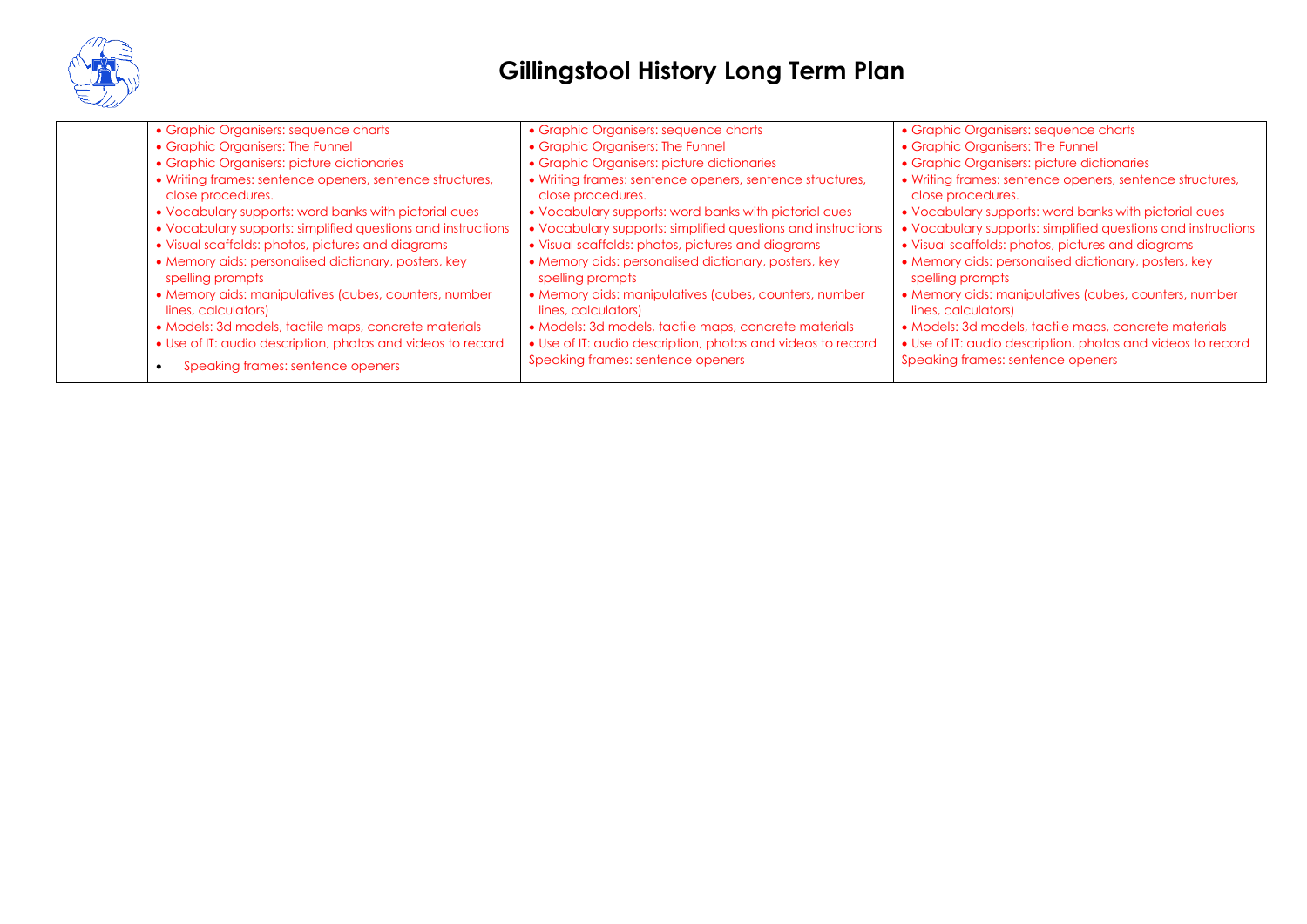# Gillingstool History Long Term Plan

| | | | |
|---|---|---|---|
| | • Graphic Organisers: sequence charts<br>• Graphic Organisers: The Funnel<br>• Graphic Organisers: picture dictionaries<br>• Writing frames: sentence openers, sentence structures, close procedures.<br>• Vocabulary supports: word banks with pictorial cues<br>• Vocabulary supports: simplified questions and instructions<br>• Visual scaffolds: photos, pictures and diagrams<br>• Memory aids: personalised dictionary, posters, key spelling prompts<br>• Memory aids: manipulatives (cubes, counters, number lines, calculators)<br>• Models: 3d models, tactile maps, concrete materials<br>• Use of IT: audio description, photos and videos to record<br>• Speaking frames: sentence openers | • Graphic Organisers: sequence charts<br>• Graphic Organisers: The Funnel<br>• Graphic Organisers: picture dictionaries<br>• Writing frames: sentence openers, sentence structures, close procedures.<br>• Vocabulary supports: word banks with pictorial cues<br>• Vocabulary supports: simplified questions and instructions<br>• Visual scaffolds: photos, pictures and diagrams<br>• Memory aids: personalised dictionary, posters, key spelling prompts<br>• Memory aids: manipulatives (cubes, counters, number lines, calculators)<br>• Models: 3d models, tactile maps, concrete materials<br>• Use of IT: audio description, photos and videos to record<br>Speaking frames: sentence openers | • Graphic Organisers: sequence charts<br>• Graphic Organisers: The Funnel<br>• Graphic Organisers: picture dictionaries<br>• Writing frames: sentence openers, sentence structures, close procedures.<br>• Vocabulary supports: word banks with pictorial cues<br>• Vocabulary supports: simplified questions and instructions<br>• Visual scaffolds: photos, pictures and diagrams<br>• Memory aids: personalised dictionary, posters, key spelling prompts<br>• Memory aids: manipulatives (cubes, counters, number lines, calculators)<br>• Models: 3d models, tactile maps, concrete materials<br>• Use of IT: audio description, photos and videos to record<br>Speaking frames: sentence openers |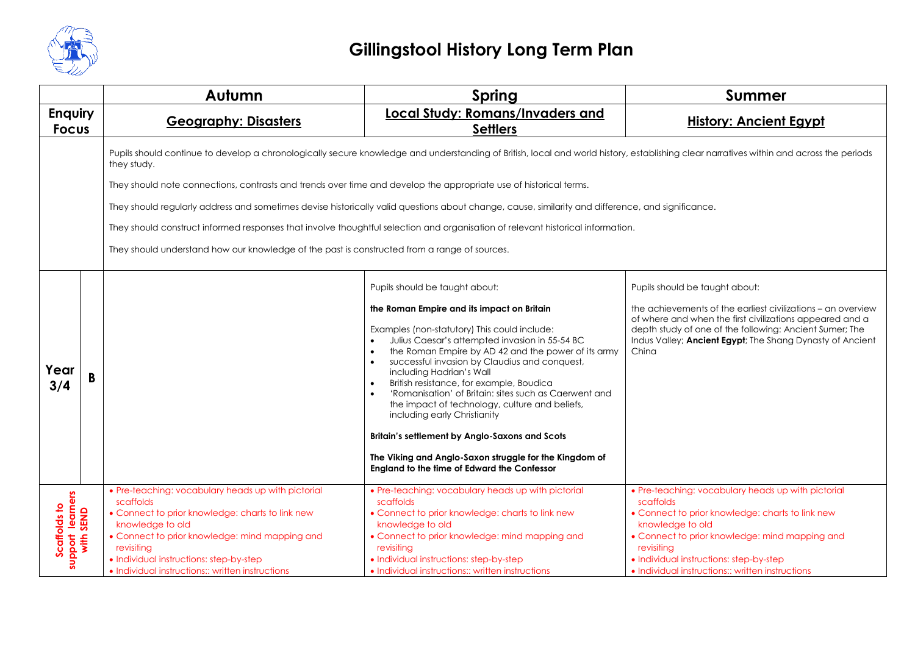# Gillingstool History Long Term Plan

| | | Autumn | Spring | Summer |
|---|---|---|---|---|
| **Enquiry Focus** | | **Geography: Disasters** | **Local Study: Romans/Invaders and Settlers** | **History: Ancient Egypt** |
| | | Pupils should continue to develop a chronologically secure knowledge and understanding of British, local and world history, establishing clear narratives within and across the periods they study.<br><br>They should note connections, contrasts and trends over time and develop the appropriate use of historical terms.<br><br>They should regularly address and sometimes devise historically valid questions about change, cause, similarity and difference, and significance.<br><br>They should construct informed responses that involve thoughtful selection and organisation of relevant historical information.<br><br>They should understand how our knowledge of the past is constructed from a range of sources. | | |
| **Year 3/4** | **B** | | Pupils should be taught about:<br><br>**the Roman Empire and its impact on Britain**<br><br>Examples (non-statutory) This could include:<br>• Julius Caesar's attempted invasion in 55-54 BC<br>• the Roman Empire by AD 42 and the power of its army<br>• successful invasion by Claudius and conquest, including Hadrian's Wall<br>• British resistance, for example, Boudica<br>• 'Romanisation' of Britain: sites such as Caerwent and the impact of technology, culture and beliefs, including early Christianity<br><br>**Britain's settlement by Anglo-Saxons and Scots**<br><br>**The Viking and Anglo-Saxon struggle for the Kingdom of England to the time of Edward the Confessor** | Pupils should be taught about:<br><br>the achievements of the earliest civilizations – an overview of where and when the first civilizations appeared and a depth study of one of the following: Ancient Sumer; The Indus Valley; **Ancient Egypt**; The Shang Dynasty of Ancient China |
| **Scaffolds to support learners with SEND** | | • Pre-teaching: vocabulary heads up with pictorial scaffolds<br>• Connect to prior knowledge: charts to link new knowledge to old<br>• Connect to prior knowledge: mind mapping and revisiting<br>• Individual instructions: step-by-step<br>• Individual instructions:: written instructions | • Pre-teaching: vocabulary heads up with pictorial scaffolds<br>• Connect to prior knowledge: charts to link new knowledge to old<br>• Connect to prior knowledge: mind mapping and revisiting<br>• Individual instructions: step-by-step<br>• Individual instructions:: written instructions | • Pre-teaching: vocabulary heads up with pictorial scaffolds<br>• Connect to prior knowledge: charts to link new knowledge to old<br>• Connect to prior knowledge: mind mapping and revisiting<br>• Individual instructions: step-by-step<br>• Individual instructions:: written instructions |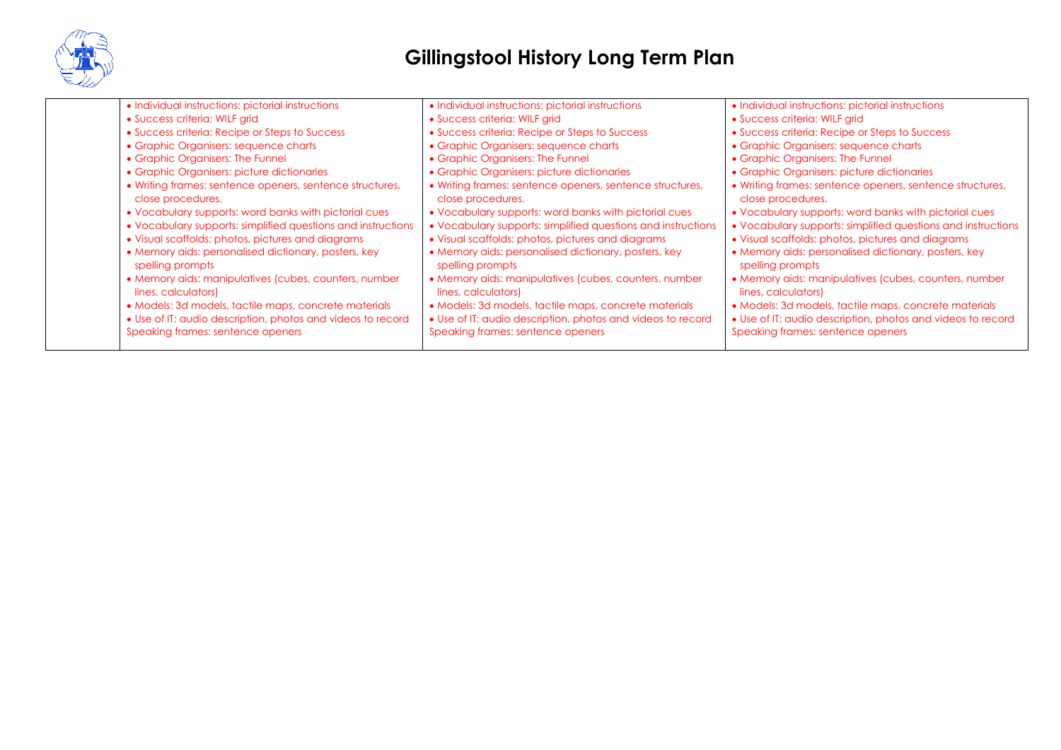# Gillingstool History Long Term Plan

| | | | |
|---|---|---|---|
| | • Individual instructions: pictorial instructions<br>• Success criteria: WILF grid<br>• Success criteria: Recipe or Steps to Success<br>• Graphic Organisers: sequence charts<br>• Graphic Organisers: The Funnel<br>• Graphic Organisers: picture dictionaries<br>• Writing frames: sentence openers, sentence structures, close procedures.<br>• Vocabulary supports: word banks with pictorial cues<br>• Vocabulary supports: simplified questions and instructions<br>• Visual scaffolds: photos, pictures and diagrams<br>• Memory aids: personalised dictionary, posters, key spelling prompts<br>• Memory aids: manipulatives (cubes, counters, number lines, calculators)<br>• Models: 3d models, tactile maps, concrete materials<br>• Use of IT: audio description, photos and videos to record<br>Speaking frames: sentence openers | • Individual instructions: pictorial instructions<br>• Success criteria: WILF grid<br>• Success criteria: Recipe or Steps to Success<br>• Graphic Organisers: sequence charts<br>• Graphic Organisers: The Funnel<br>• Graphic Organisers: picture dictionaries<br>• Writing frames: sentence openers, sentence structures, close procedures.<br>• Vocabulary supports: word banks with pictorial cues<br>• Vocabulary supports: simplified questions and instructions<br>• Visual scaffolds: photos, pictures and diagrams<br>• Memory aids: personalised dictionary, posters, key spelling prompts<br>• Memory aids: manipulatives (cubes, counters, number lines, calculators)<br>• Models: 3d models, tactile maps, concrete materials<br>• Use of IT: audio description, photos and videos to record<br>Speaking frames: sentence openers | • Individual instructions: pictorial instructions<br>• Success criteria: WILF grid<br>• Success criteria: Recipe or Steps to Success<br>• Graphic Organisers: sequence charts<br>• Graphic Organisers: The Funnel<br>• Graphic Organisers: picture dictionaries<br>• Writing frames: sentence openers, sentence structures, close procedures.<br>• Vocabulary supports: word banks with pictorial cues<br>• Vocabulary supports: simplified questions and instructions<br>• Visual scaffolds: photos, pictures and diagrams<br>• Memory aids: personalised dictionary, posters, key spelling prompts<br>• Memory aids: manipulatives (cubes, counters, number lines, calculators)<br>• Models: 3d models, tactile maps, concrete materials<br>• Use of IT: audio description, photos and videos to record<br>Speaking frames: sentence openers |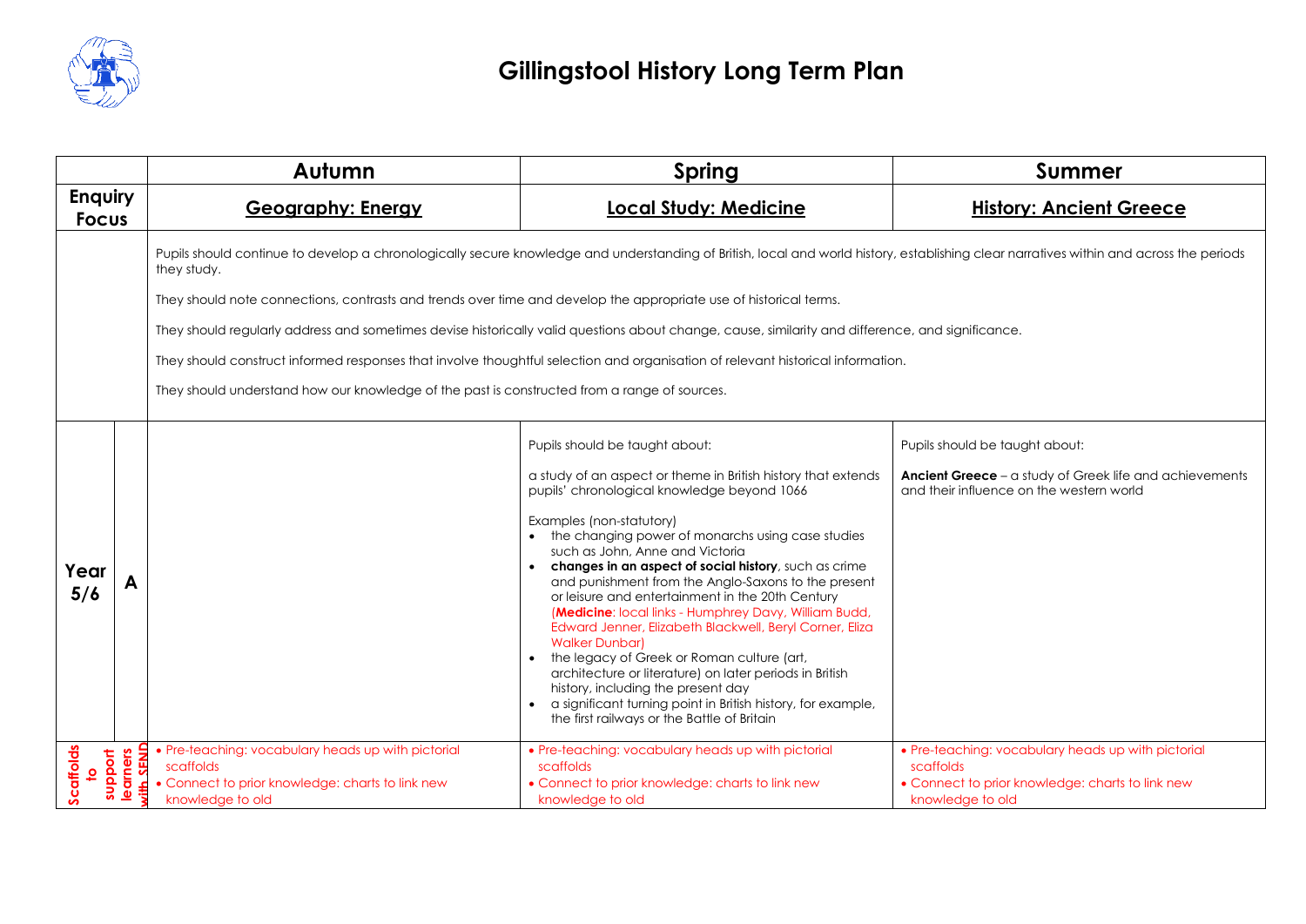# Gillingstool History Long Term Plan

| | | Autumn | Spring | Summer |
|---|---|---|---|---|
| **Enquiry Focus** | | **Geography: Energy** | **Local Study: Medicine** | **History: Ancient Greece** |
| | | Pupils should continue to develop a chronologically secure knowledge and understanding of British, local and world history, establishing clear narratives within and across the periods they study.<br><br>They should note connections, contrasts and trends over time and develop the appropriate use of historical terms.<br><br>They should regularly address and sometimes devise historically valid questions about change, cause, similarity and difference, and significance.<br><br>They should construct informed responses that involve thoughtful selection and organisation of relevant historical information.<br><br>They should understand how our knowledge of the past is constructed from a range of sources. | | |
| **Year 5/6** | **A** | | Pupils should be taught about:<br><br>a study of an aspect or theme in British history that extends pupils' chronological knowledge beyond 1066<br><br>Examples (non-statutory)<br>• the changing power of monarchs using case studies such as John, Anne and Victoria<br>• **changes in an aspect of social history**, such as crime and punishment from the Anglo-Saxons to the present or leisure and entertainment in the 20th Century (**Medicine**: local links - Humphrey Davy, William Budd, Edward Jenner, Elizabeth Blackwell, Beryl Corner, Eliza Walker Dunbar)<br>• the legacy of Greek or Roman culture (art, architecture or literature) on later periods in British history, including the present day<br>• a significant turning point in British history, for example, the first railways or the Battle of Britain | Pupils should be taught about:<br><br>**Ancient Greece** – a study of Greek life and achievements and their influence on the western world |
| **Scaffolds to support learners with SEND** | | • Pre-teaching: vocabulary heads up with pictorial scaffolds<br>• Connect to prior knowledge: charts to link new knowledge to old | • Pre-teaching: vocabulary heads up with pictorial scaffolds<br>• Connect to prior knowledge: charts to link new knowledge to old | • Pre-teaching: vocabulary heads up with pictorial scaffolds<br>• Connect to prior knowledge: charts to link new knowledge to old |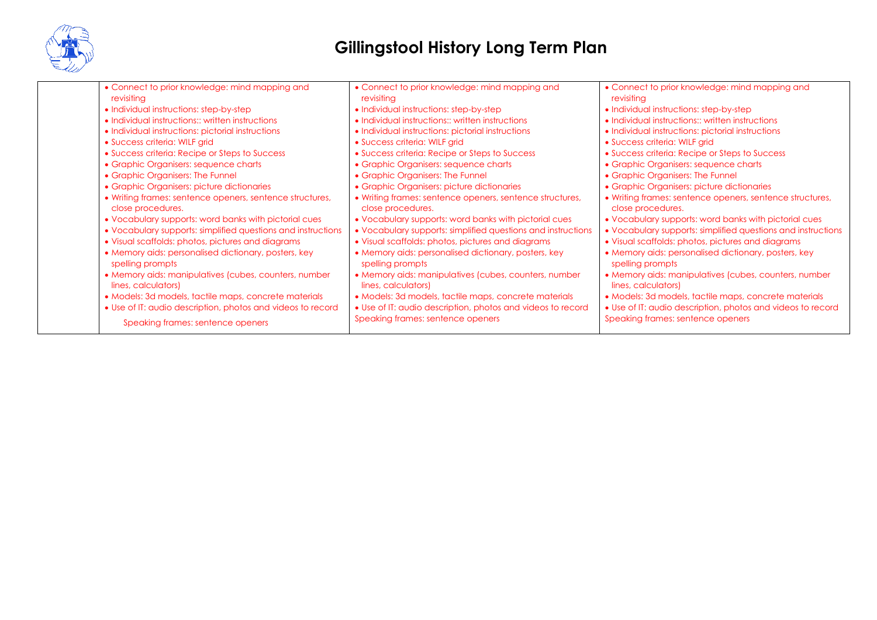# Gillingstool History Long Term Plan

| | | | |
|---|---|---|---|
| | • Connect to prior knowledge: mind mapping and revisiting<br>• Individual instructions: step-by-step<br>• Individual instructions:: written instructions<br>• Individual instructions: pictorial instructions<br>• Success criteria: WILF grid<br>• Success criteria: Recipe or Steps to Success<br>• Graphic Organisers: sequence charts<br>• Graphic Organisers: The Funnel<br>• Graphic Organisers: picture dictionaries<br>• Writing frames: sentence openers, sentence structures, close procedures.<br>• Vocabulary supports: word banks with pictorial cues<br>• Vocabulary supports: simplified questions and instructions<br>• Visual scaffolds: photos, pictures and diagrams<br>• Memory aids: personalised dictionary, posters, key spelling prompts<br>• Memory aids: manipulatives (cubes, counters, number lines, calculators)<br>• Models: 3d models, tactile maps, concrete materials<br>• Use of IT: audio description, photos and videos to record<br>Speaking frames: sentence openers | • Connect to prior knowledge: mind mapping and revisiting<br>• Individual instructions: step-by-step<br>• Individual instructions:: written instructions<br>• Individual instructions: pictorial instructions<br>• Success criteria: WILF grid<br>• Success criteria: Recipe or Steps to Success<br>• Graphic Organisers: sequence charts<br>• Graphic Organisers: The Funnel<br>• Graphic Organisers: picture dictionaries<br>• Writing frames: sentence openers, sentence structures, close procedures.<br>• Vocabulary supports: word banks with pictorial cues<br>• Vocabulary supports: simplified questions and instructions<br>• Visual scaffolds: photos, pictures and diagrams<br>• Memory aids: personalised dictionary, posters, key spelling prompts<br>• Memory aids: manipulatives (cubes, counters, number lines, calculators)<br>• Models: 3d models, tactile maps, concrete materials<br>• Use of IT: audio description, photos and videos to record<br>Speaking frames: sentence openers | • Connect to prior knowledge: mind mapping and revisiting<br>• Individual instructions: step-by-step<br>• Individual instructions:: written instructions<br>• Individual instructions: pictorial instructions<br>• Success criteria: WILF grid<br>• Success criteria: Recipe or Steps to Success<br>• Graphic Organisers: sequence charts<br>• Graphic Organisers: The Funnel<br>• Graphic Organisers: picture dictionaries<br>• Writing frames: sentence openers, sentence structures, close procedures.<br>• Vocabulary supports: word banks with pictorial cues<br>• Vocabulary supports: simplified questions and instructions<br>• Visual scaffolds: photos, pictures and diagrams<br>• Memory aids: personalised dictionary, posters, key spelling prompts<br>• Memory aids: manipulatives (cubes, counters, number lines, calculators)<br>• Models: 3d models, tactile maps, concrete materials<br>• Use of IT: audio description, photos and videos to record<br>Speaking frames: sentence openers |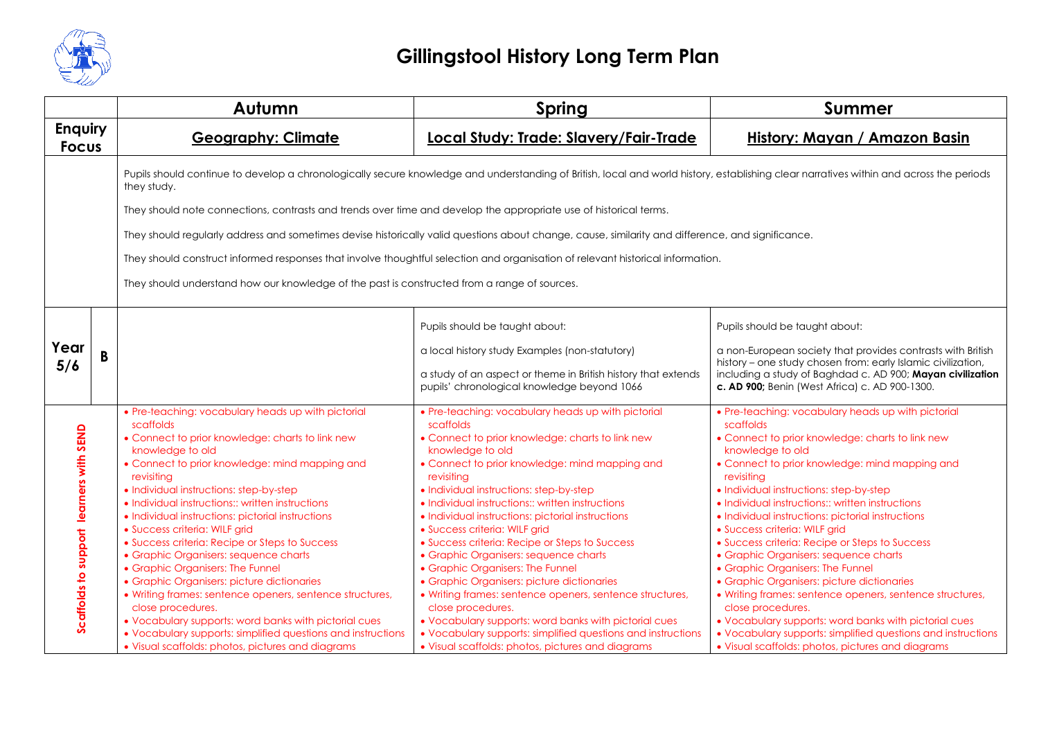# Gillingstool History Long Term Plan

| | | Autumn | Spring | Summer |
|---|---|---|---|---|
| **Enquiry Focus** | | **Geography: Climate** | **Local Study: Trade: Slavery/Fair-Trade** | **History: Mayan / Amazon Basin** |
| | | Pupils should continue to develop a chronologically secure knowledge and understanding of British, local and world history, establishing clear narratives within and across the periods they study.<br><br>They should note connections, contrasts and trends over time and develop the appropriate use of historical terms.<br><br>They should regularly address and sometimes devise historically valid questions about change, cause, similarity and difference, and significance.<br><br>They should construct informed responses that involve thoughtful selection and organisation of relevant historical information.<br><br>They should understand how our knowledge of the past is constructed from a range of sources. | | |
| **Year 5/6** | **B** | | Pupils should be taught about:<br><br>a local history study Examples (non-statutory)<br><br>a study of an aspect or theme in British history that extends pupils' chronological knowledge beyond 1066 | Pupils should be taught about:<br><br>a non-European society that provides contrasts with British history – one study chosen from: early Islamic civilization, including a study of Baghdad c. AD 900; **Mayan civilization c. AD 900;** Benin (West Africa) c. AD 900-1300. |
| **Scaffolds to support learners with SEND** | | • Pre-teaching: vocabulary heads up with pictorial scaffolds<br>• Connect to prior knowledge: charts to link new knowledge to old<br>• Connect to prior knowledge: mind mapping and revisiting<br>• Individual instructions: step-by-step<br>• Individual instructions:: written instructions<br>• Individual instructions: pictorial instructions<br>• Success criteria: WILF grid<br>• Success criteria: Recipe or Steps to Success<br>• Graphic Organisers: sequence charts<br>• Graphic Organisers: The Funnel<br>• Graphic Organisers: picture dictionaries<br>• Writing frames: sentence openers, sentence structures, close procedures.<br>• Vocabulary supports: word banks with pictorial cues<br>• Vocabulary supports: simplified questions and instructions<br>• Visual scaffolds: photos, pictures and diagrams | • Pre-teaching: vocabulary heads up with pictorial scaffolds<br>• Connect to prior knowledge: charts to link new knowledge to old<br>• Connect to prior knowledge: mind mapping and revisiting<br>• Individual instructions: step-by-step<br>• Individual instructions:: written instructions<br>• Individual instructions: pictorial instructions<br>• Success criteria: WILF grid<br>• Success criteria: Recipe or Steps to Success<br>• Graphic Organisers: sequence charts<br>• Graphic Organisers: The Funnel<br>• Graphic Organisers: picture dictionaries<br>• Writing frames: sentence openers, sentence structures, close procedures.<br>• Vocabulary supports: word banks with pictorial cues<br>• Vocabulary supports: simplified questions and instructions<br>• Visual scaffolds: photos, pictures and diagrams | • Pre-teaching: vocabulary heads up with pictorial scaffolds<br>• Connect to prior knowledge: charts to link new knowledge to old<br>• Connect to prior knowledge: mind mapping and revisiting<br>• Individual instructions: step-by-step<br>• Individual instructions:: written instructions<br>• Individual instructions: pictorial instructions<br>• Success criteria: WILF grid<br>• Success criteria: Recipe or Steps to Success<br>• Graphic Organisers: sequence charts<br>• Graphic Organisers: The Funnel<br>• Graphic Organisers: picture dictionaries<br>• Writing frames: sentence openers, sentence structures, close procedures.<br>• Vocabulary supports: word banks with pictorial cues<br>• Vocabulary supports: simplified questions and instructions<br>• Visual scaffolds: photos, pictures and diagrams |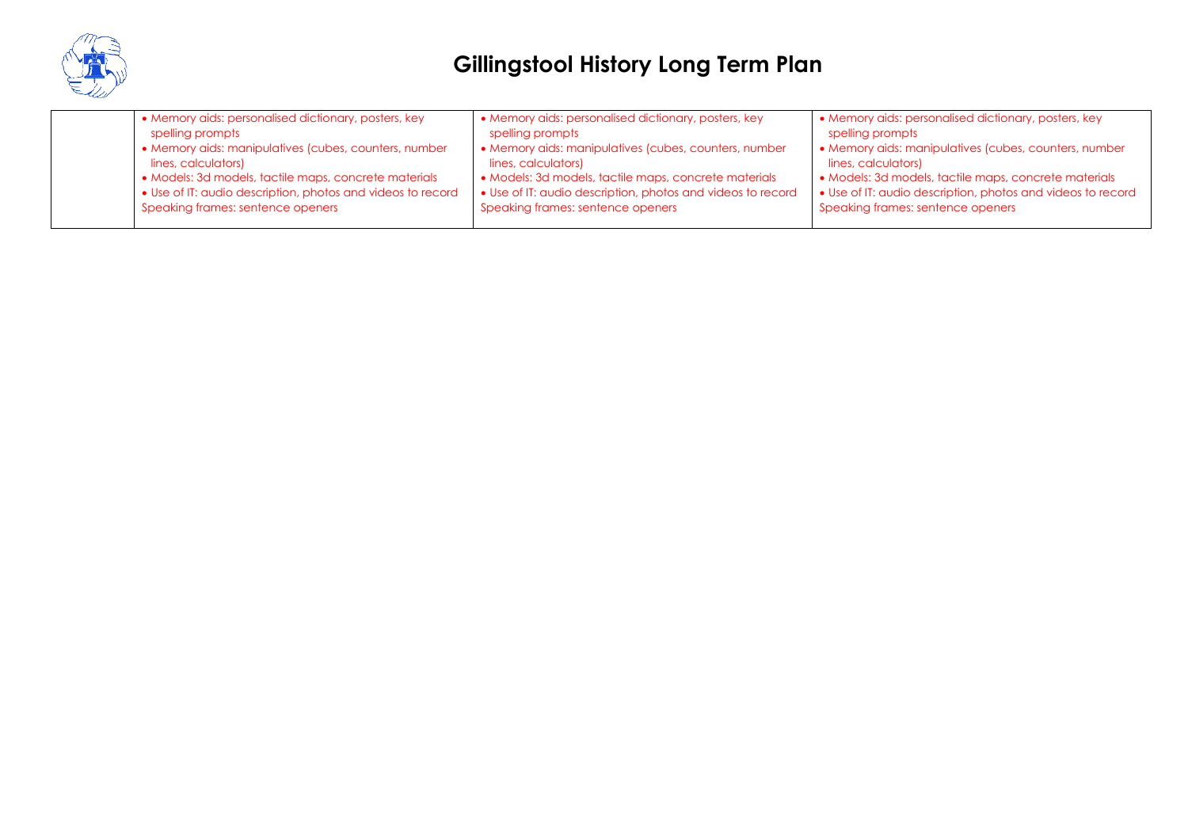# Gillingstool History Long Term Plan

| | | | |
|---|---|---|---|
| | • Memory aids: personalised dictionary, posters, key spelling prompts<br>• Memory aids: manipulatives (cubes, counters, number lines, calculators)<br>• Models: 3d models, tactile maps, concrete materials<br>• Use of IT: audio description, photos and videos to record<br>Speaking frames: sentence openers | • Memory aids: personalised dictionary, posters, key spelling prompts<br>• Memory aids: manipulatives (cubes, counters, number lines, calculators)<br>• Models: 3d models, tactile maps, concrete materials<br>• Use of IT: audio description, photos and videos to record<br>Speaking frames: sentence openers | • Memory aids: personalised dictionary, posters, key spelling prompts<br>• Memory aids: manipulatives (cubes, counters, number lines, calculators)<br>• Models: 3d models, tactile maps, concrete materials<br>• Use of IT: audio description, photos and videos to record<br>Speaking frames: sentence openers |